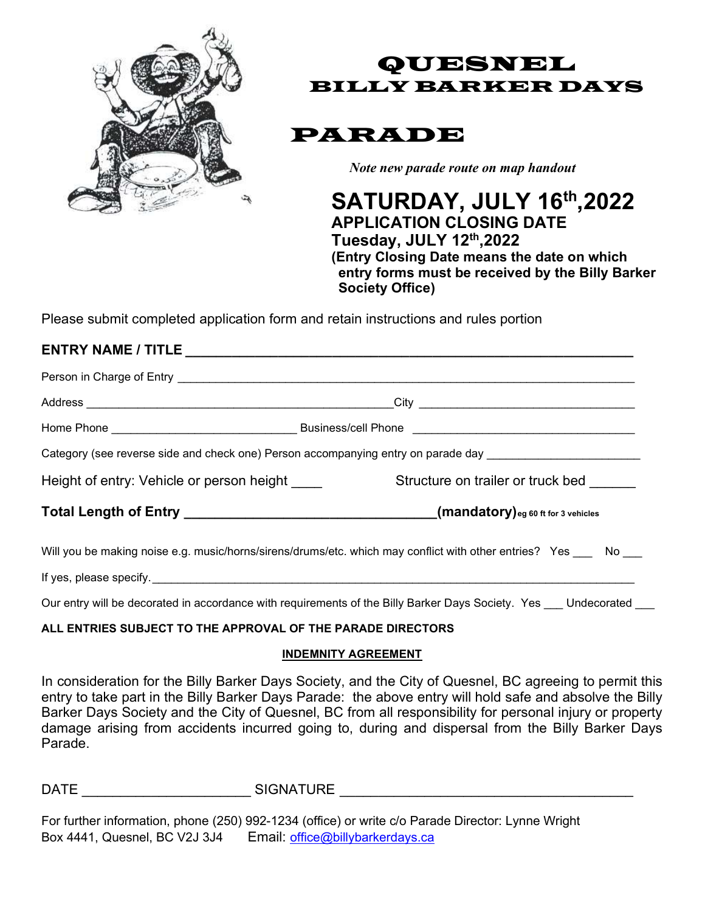# QUESNEL
## BILLY BARKER DAYS

# PARADE

*Note new parade route on map handout*

**SATURDAY, JULY 16th,2022**
**APPLICATION CLOSING DATE**
**Tuesday, JULY 12th,2022**
**(Entry Closing Date means the date on which entry forms must be received by the Billy Barker Society Office)**

Please submit completed application form and retain instructions and rules portion

**ENTRY NAME / TITLE** ___________________________________________

Person in Charge of Entry ___________________________________________

Address ___________________________________________ City ___________________________

Home Phone ___________________________ Business/cell Phone ___________________________

Category (see reverse side and check one) Person accompanying entry on parade day ___________________

Height of entry: Vehicle or person height ____ Structure on trailer or truck bed ______

**Total Length of Entry** _______________________________ **(mandatory)** eg 60 ft for 3 vehicles

Will you be making noise e.g. music/horns/sirens/drums/etc. which may conflict with other entries? Yes ___ No ___

If yes, please specify. ___________________________________________

Our entry will be decorated in accordance with requirements of the Billy Barker Days Society. Yes ___ Undecorated ___

**ALL ENTRIES SUBJECT TO THE APPROVAL OF THE PARADE DIRECTORS**

**INDEMNITY AGREEMENT**

In consideration for the Billy Barker Days Society, and the City of Quesnel, BC agreeing to permit this entry to take part in the Billy Barker Days Parade: the above entry will hold safe and absolve the Billy Barker Days Society and the City of Quesnel, BC from all responsibility for personal injury or property damage arising from accidents incurred going to, during and dispersal from the Billy Barker Days Parade.

DATE _____________________ SIGNATURE ___________________________________

For further information, phone (250) 992-1234 (office) or write c/o Parade Director: Lynne Wright
Box 4441, Quesnel, BC V2J 3J4 Email: office@billybarkerdays.ca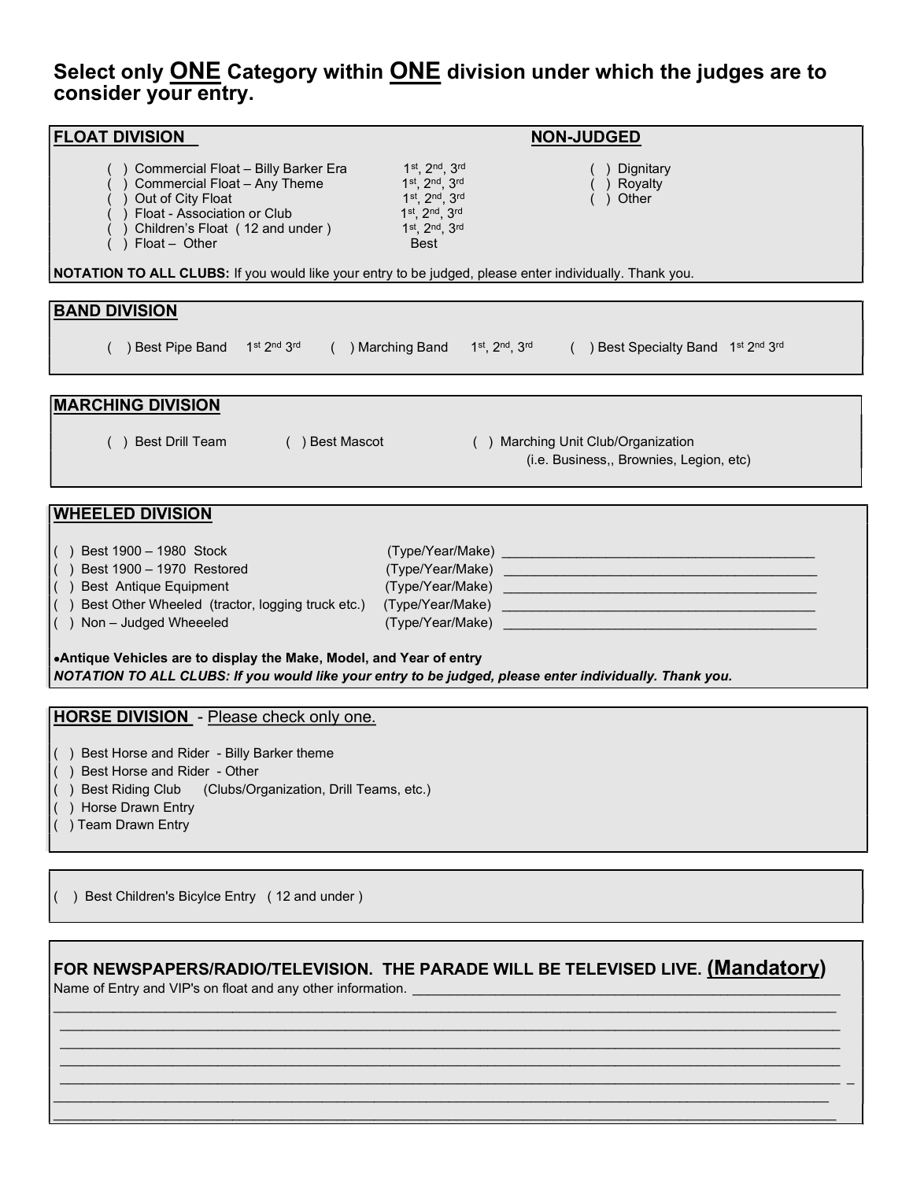## Select only ONE Category within ONE division under which the judges are to consider your entry.

### FLOAT DIVISION

| Category | Awards |
|---|---|
| ( ) Commercial Float – Billy Barker Era | 1st, 2nd, 3rd |
| ( ) Commercial Float – Any Theme | 1st, 2nd, 3rd |
| ( ) Out of City Float | 1st, 2nd, 3rd |
| ( ) Float - Association or Club | 1st, 2nd, 3rd |
| ( ) Children's Float ( 12 and under ) | 1st, 2nd, 3rd |
| ( ) Float – Other | Best |

**NON-JUDGED**

( ) Dignitary
( ) Royalty
( ) Other

**NOTATION TO ALL CLUBS:** If you would like your entry to be judged, please enter individually. Thank you.

### BAND DIVISION

( ) Best Pipe Band 1st 2nd 3rd ( ) Marching Band 1st, 2nd, 3rd ( ) Best Specialty Band 1st 2nd 3rd

### MARCHING DIVISION

( ) Best Drill Team ( ) Best Mascot ( ) Marching Unit Club/Organization (i.e. Business,, Brownies, Legion, etc)

### WHEELED DIVISION

( ) Best 1900 – 1980 Stock (Type/Year/Make) ___________________________________________
( ) Best 1900 – 1970 Restored (Type/Year/Make) ___________________________________________
( ) Best Antique Equipment (Type/Year/Make) ___________________________________________
( ) Best Other Wheeled (tractor, logging truck etc.) (Type/Year/Make) ___________________________________________
( ) Non – Judged Wheeeled (Type/Year/Make) ___________________________________________

- **Antique Vehicles are to display the Make, Model, and Year of entry**

***NOTATION TO ALL CLUBS: If you would like your entry to be judged, please enter individually. Thank you.***

### HORSE DIVISION - Please check only one.

( ) Best Horse and Rider - Billy Barker theme
( ) Best Horse and Rider - Other
( ) Best Riding Club (Clubs/Organization, Drill Teams, etc.)
( ) Horse Drawn Entry
( ) Team Drawn Entry

( ) Best Children's Bicylce Entry ( 12 and under )

### FOR NEWSPAPERS/RADIO/TELEVISION. THE PARADE WILL BE TELEVISED LIVE. (Mandatory)

Name of Entry and VIP's on float and any other information. ___________________________________________

___________________________________________________________________________________________

___________________________________________________________________________________________

___________________________________________________________________________________________

___________________________________________________________________________________________

___________________________________________________________________________________________

___________________________________________________________________________________________

___________________________________________________________________________________________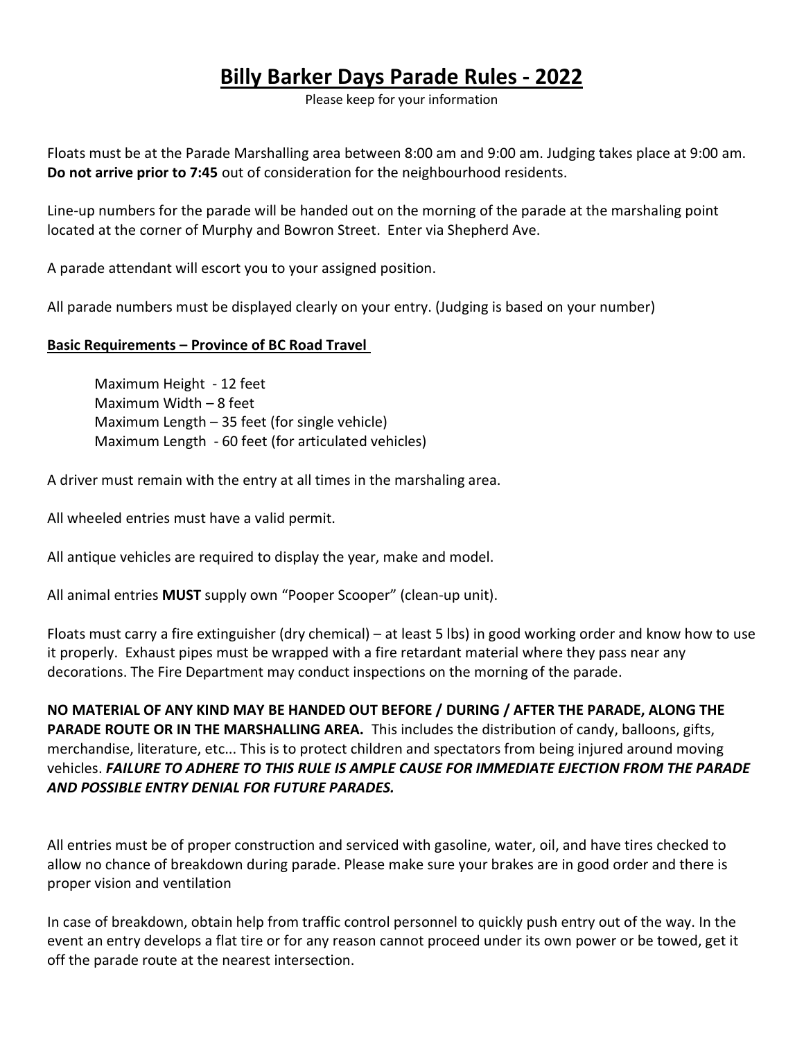# **Billy Barker Days Parade Rules - 2022**

Please keep for your information

Floats must be at the Parade Marshalling area between 8:00 am and 9:00 am. Judging takes place at 9:00 am. **Do not arrive prior to 7:45** out of consideration for the neighbourhood residents.

Line-up numbers for the parade will be handed out on the morning of the parade at the marshaling point located at the corner of Murphy and Bowron Street. Enter via Shepherd Ave.

A parade attendant will escort you to your assigned position.

All parade numbers must be displayed clearly on your entry. (Judging is based on your number)

**Basic Requirements – Province of BC Road Travel**

Maximum Height - 12 feet
Maximum Width – 8 feet
Maximum Length – 35 feet (for single vehicle)
Maximum Length - 60 feet (for articulated vehicles)

A driver must remain with the entry at all times in the marshaling area.

All wheeled entries must have a valid permit.

All antique vehicles are required to display the year, make and model.

All animal entries **MUST** supply own "Pooper Scooper" (clean-up unit).

Floats must carry a fire extinguisher (dry chemical) – at least 5 lbs) in good working order and know how to use it properly. Exhaust pipes must be wrapped with a fire retardant material where they pass near any decorations. The Fire Department may conduct inspections on the morning of the parade.

**NO MATERIAL OF ANY KIND MAY BE HANDED OUT BEFORE / DURING / AFTER THE PARADE, ALONG THE PARADE ROUTE OR IN THE MARSHALLING AREA.** This includes the distribution of candy, balloons, gifts, merchandise, literature, etc... This is to protect children and spectators from being injured around moving vehicles. ***FAILURE TO ADHERE TO THIS RULE IS AMPLE CAUSE FOR IMMEDIATE EJECTION FROM THE PARADE AND POSSIBLE ENTRY DENIAL FOR FUTURE PARADES.***

All entries must be of proper construction and serviced with gasoline, water, oil, and have tires checked to allow no chance of breakdown during parade. Please make sure your brakes are in good order and there is proper vision and ventilation

In case of breakdown, obtain help from traffic control personnel to quickly push entry out of the way. In the event an entry develops a flat tire or for any reason cannot proceed under its own power or be towed, get it off the parade route at the nearest intersection.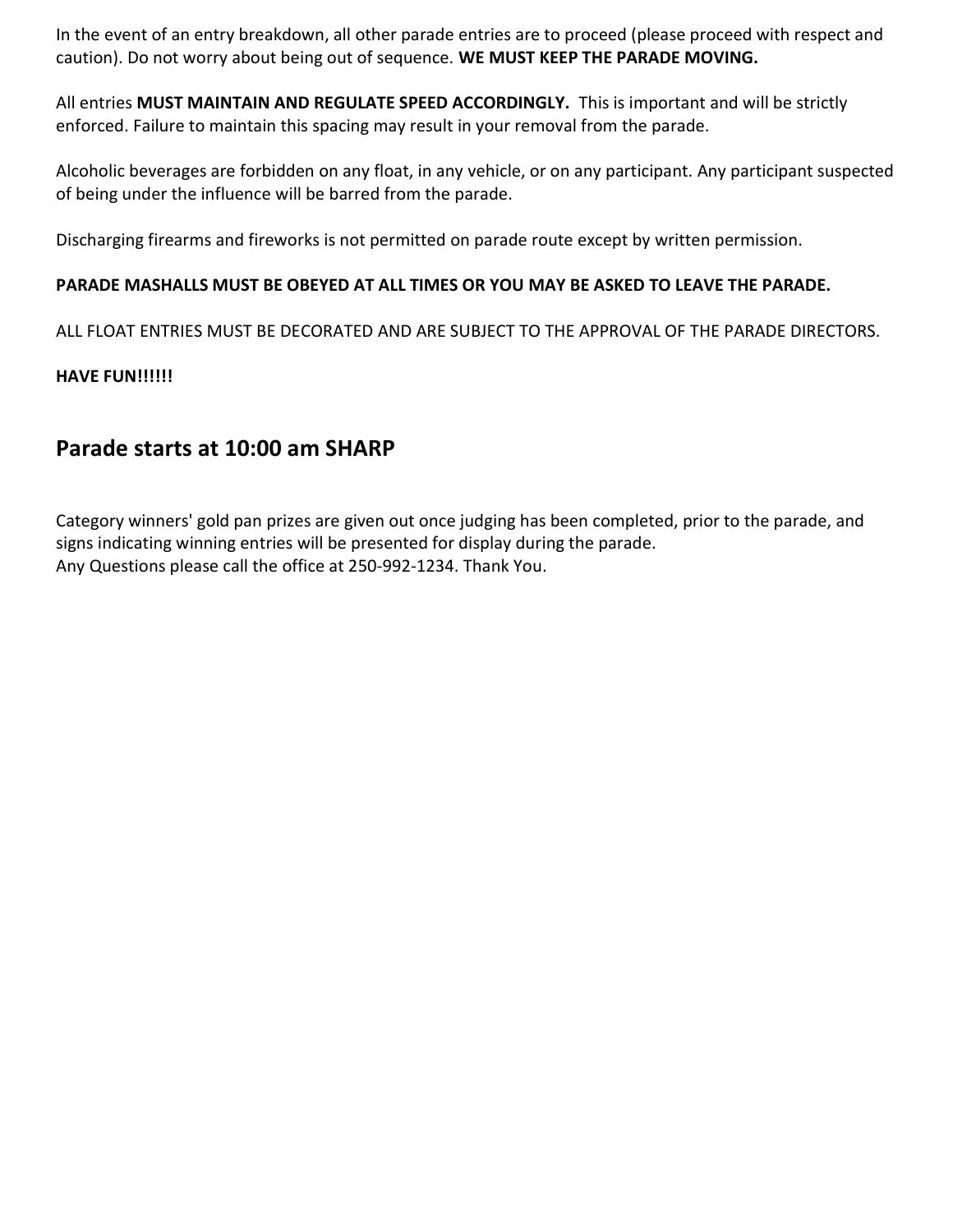In the event of an entry breakdown, all other parade entries are to proceed (please proceed with respect and caution). Do not worry about being out of sequence. **WE MUST KEEP THE PARADE MOVING.**

All entries **MUST MAINTAIN AND REGULATE SPEED ACCORDINGLY.** This is important and will be strictly enforced. Failure to maintain this spacing may result in your removal from the parade.

Alcoholic beverages are forbidden on any float, in any vehicle, or on any participant. Any participant suspected of being under the influence will be barred from the parade.

Discharging firearms and fireworks is not permitted on parade route except by written permission.

**PARADE MASHALLS MUST BE OBEYED AT ALL TIMES OR YOU MAY BE ASKED TO LEAVE THE PARADE.**

ALL FLOAT ENTRIES MUST BE DECORATED AND ARE SUBJECT TO THE APPROVAL OF THE PARADE DIRECTORS.

**HAVE FUN!!!!!!**

## Parade starts at 10:00 am SHARP

Category winners' gold pan prizes are given out once judging has been completed, prior to the parade, and signs indicating winning entries will be presented for display during the parade.
Any Questions please call the office at 250-992-1234. Thank You.